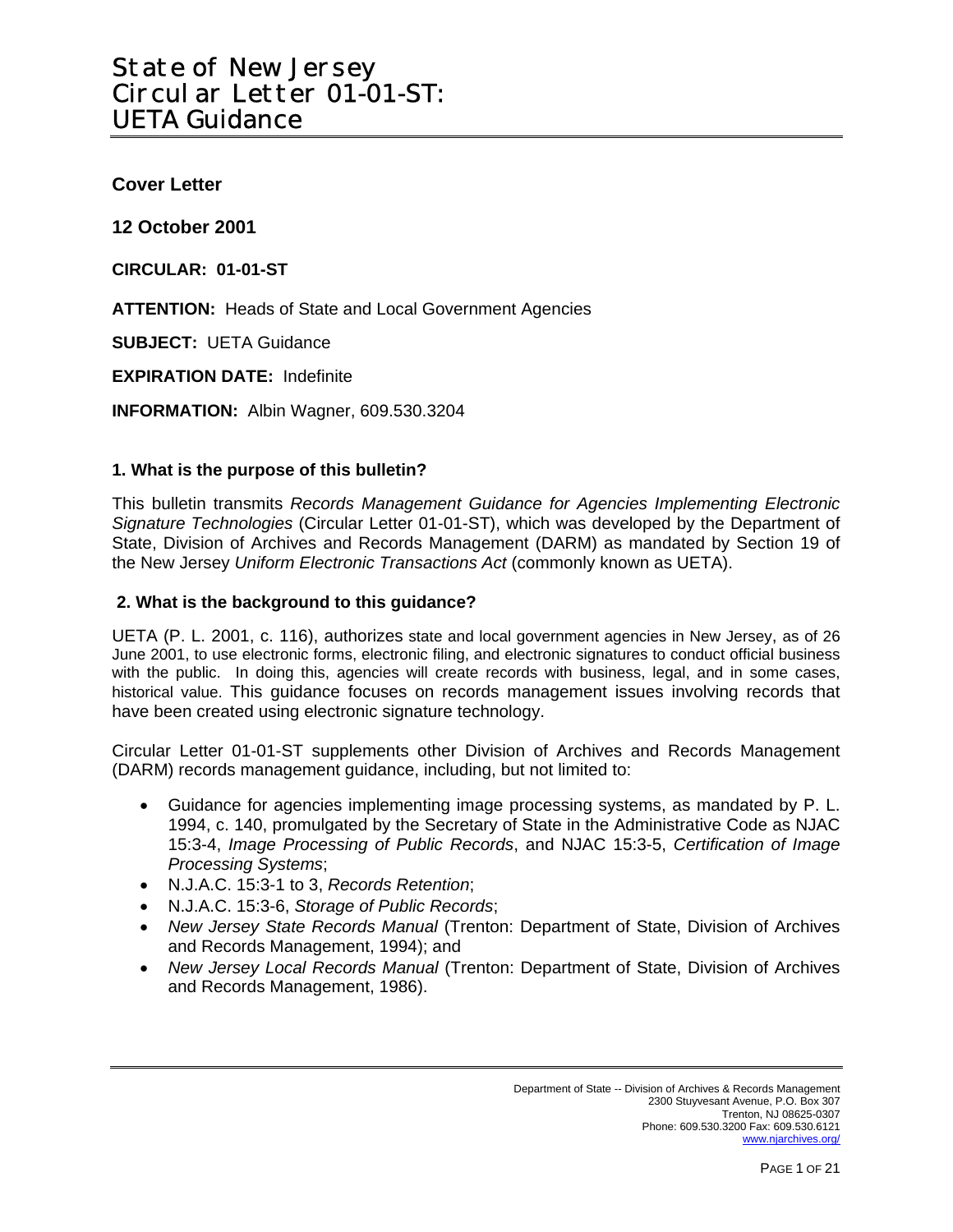# State of New Jersey
# Circular Letter 01-01-ST:
# UETA Guidance

## Cover Letter

**12 October 2001**

**CIRCULAR: 01-01-ST**

**ATTENTION:** Heads of State and Local Government Agencies

**SUBJECT:** UETA Guidance

**EXPIRATION DATE:** Indefinite

**INFORMATION:** Albin Wagner, 609.530.3204

### 1. What is the purpose of this bulletin?

This bulletin transmits *Records Management Guidance for Agencies Implementing Electronic Signature Technologies* (Circular Letter 01-01-ST), which was developed by the Department of State, Division of Archives and Records Management (DARM) as mandated by Section 19 of the New Jersey *Uniform Electronic Transactions Act* (commonly known as UETA).

### 2. What is the background to this guidance?

UETA (P. L. 2001, c. 116), authorizes state and local government agencies in New Jersey, as of 26 June 2001, to use electronic forms, electronic filing, and electronic signatures to conduct official business with the public. In doing this, agencies will create records with business, legal, and in some cases, historical value. This guidance focuses on records management issues involving records that have been created using electronic signature technology.

Circular Letter 01-01-ST supplements other Division of Archives and Records Management (DARM) records management guidance, including, but not limited to:

- Guidance for agencies implementing image processing systems, as mandated by P. L. 1994, c. 140, promulgated by the Secretary of State in the Administrative Code as NJAC 15:3-4, *Image Processing of Public Records*, and NJAC 15:3-5, *Certification of Image Processing Systems*;
- N.J.A.C. 15:3-1 to 3, *Records Retention*;
- N.J.A.C. 15:3-6, *Storage of Public Records*;
- *New Jersey State Records Manual* (Trenton: Department of State, Division of Archives and Records Management, 1994); and
- *New Jersey Local Records Manual* (Trenton: Department of State, Division of Archives and Records Management, 1986).

Department of State -- Division of Archives & Records Management
2300 Stuyvesant Avenue, P.O. Box 307
Trenton, NJ 08625-0307
Phone: 609.530.3200 Fax: 609.530.6121
www.njarchives.org/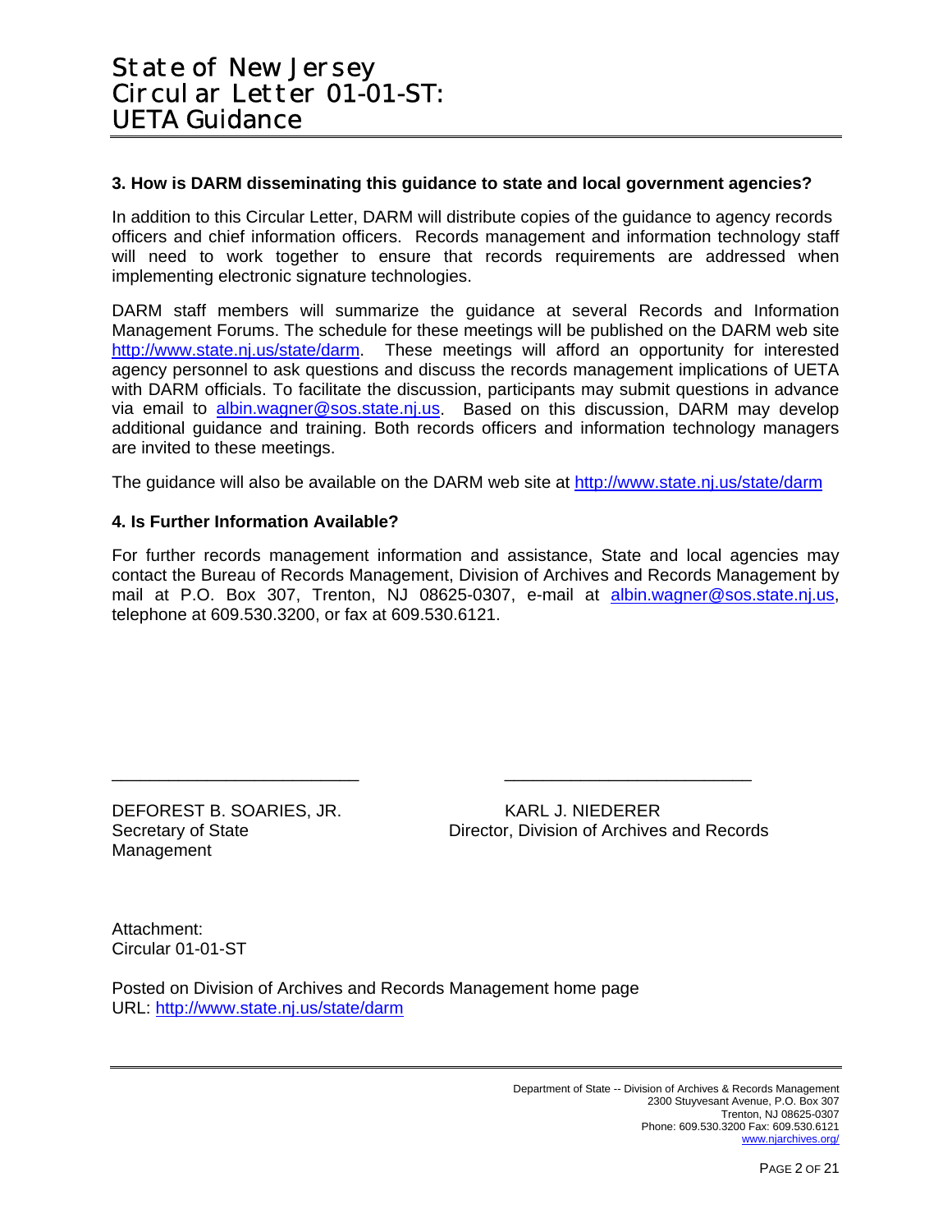### 3. How is DARM disseminating this guidance to state and local government agencies?

In addition to this Circular Letter, DARM will distribute copies of the guidance to agency records officers and chief information officers. Records management and information technology staff will need to work together to ensure that records requirements are addressed when implementing electronic signature technologies.

DARM staff members will summarize the guidance at several Records and Information Management Forums. The schedule for these meetings will be published on the DARM web site http://www.state.nj.us/state/darm. These meetings will afford an opportunity for interested agency personnel to ask questions and discuss the records management implications of UETA with DARM officials. To facilitate the discussion, participants may submit questions in advance via email to albin.wagner@sos.state.nj.us. Based on this discussion, DARM may develop additional guidance and training. Both records officers and information technology managers are invited to these meetings.

The guidance will also be available on the DARM web site at http://www.state.nj.us/state/darm

### 4. Is Further Information Available?

For further records management information and assistance, State and local agencies may contact the Bureau of Records Management, Division of Archives and Records Management by mail at P.O. Box 307, Trenton, NJ 08625-0307, e-mail at albin.wagner@sos.state.nj.us, telephone at 609.530.3200, or fax at 609.530.6121.

\_\_\_\_\_\_\_\_\_\_\_\_\_\_\_\_\_\_\_\_\_\_\_\_\_\_ \_\_\_\_\_\_\_\_\_\_\_\_\_\_\_\_\_\_\_\_\_\_\_\_\_\_

DEFOREST B. SOARIES, JR.
Secretary of State

KARL J. NIEDERER
Director, Division of Archives and Records Management

Attachment:
Circular 01-01-ST

Posted on Division of Archives and Records Management home page
URL: http://www.state.nj.us/state/darm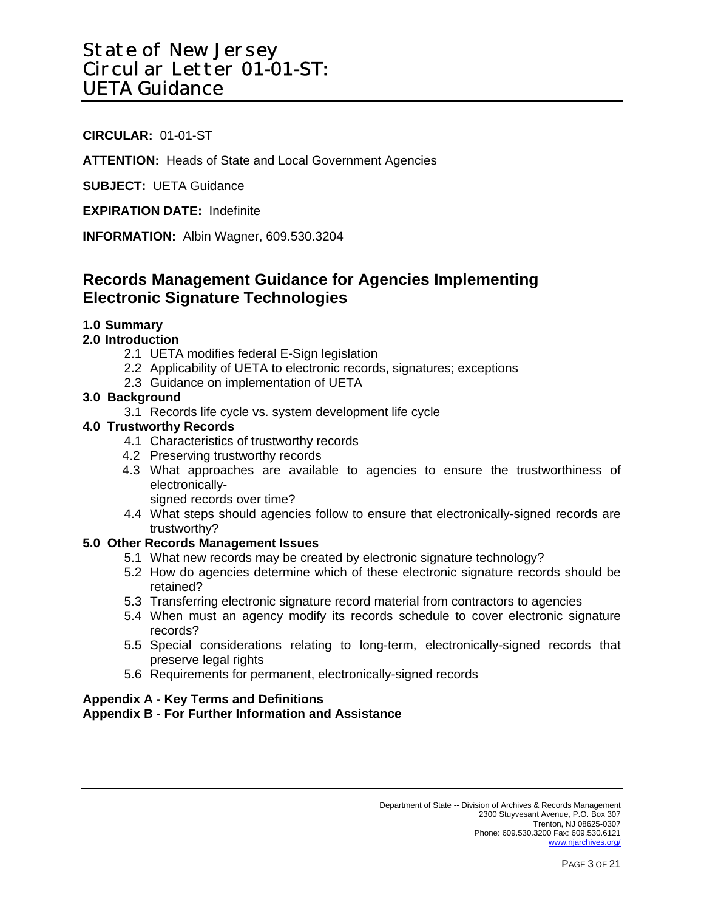# State of New Jersey
# Circular Letter 01-01-ST:
# UETA Guidance

**CIRCULAR:** 01-01-ST

**ATTENTION:** Heads of State and Local Government Agencies

**SUBJECT:** UETA Guidance

**EXPIRATION DATE:** Indefinite

**INFORMATION:** Albin Wagner, 609.530.3204

## Records Management Guidance for Agencies Implementing Electronic Signature Technologies

**1.0 Summary**

**2.0 Introduction**

- 2.1 UETA modifies federal E-Sign legislation
- 2.2 Applicability of UETA to electronic records, signatures; exceptions
- 2.3 Guidance on implementation of UETA

**3.0 Background**

- 3.1 Records life cycle vs. system development life cycle

**4.0 Trustworthy Records**

- 4.1 Characteristics of trustworthy records
- 4.2 Preserving trustworthy records
- 4.3 What approaches are available to agencies to ensure the trustworthiness of electronically-signed records over time?
- 4.4 What steps should agencies follow to ensure that electronically-signed records are trustworthy?

**5.0 Other Records Management Issues**

- 5.1 What new records may be created by electronic signature technology?
- 5.2 How do agencies determine which of these electronic signature records should be retained?
- 5.3 Transferring electronic signature record material from contractors to agencies
- 5.4 When must an agency modify its records schedule to cover electronic signature records?
- 5.5 Special considerations relating to long-term, electronically-signed records that preserve legal rights
- 5.6 Requirements for permanent, electronically-signed records

**Appendix A - Key Terms and Definitions**

**Appendix B - For Further Information and Assistance**

Department of State -- Division of Archives & Records Management
2300 Stuyvesant Avenue, P.O. Box 307
Trenton, NJ 08625-0307
Phone: 609.530.3200 Fax: 609.530.6121
www.njarchives.org/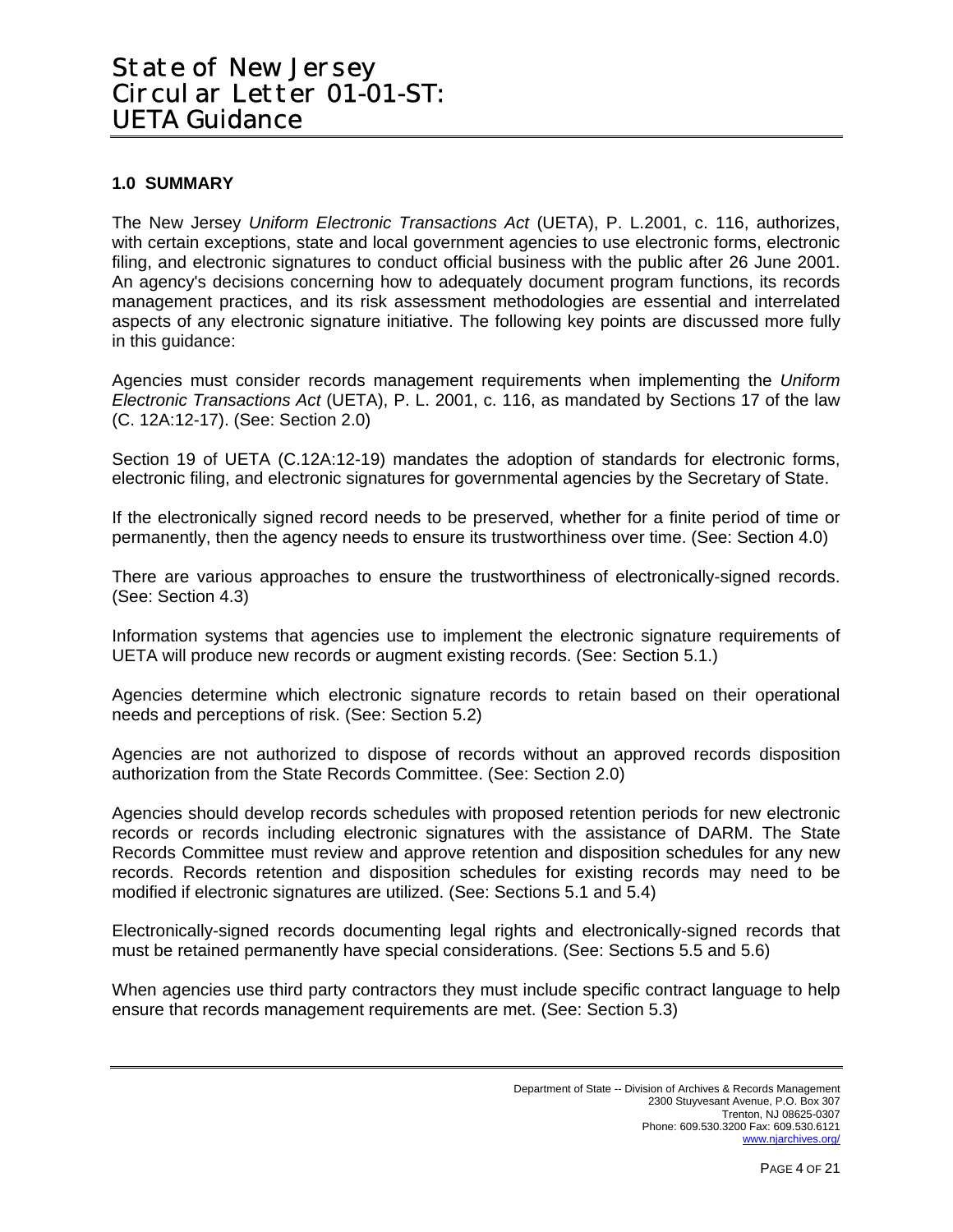## 1.0 SUMMARY

The New Jersey *Uniform Electronic Transactions Act* (UETA), P. L.2001, c. 116, authorizes, with certain exceptions, state and local government agencies to use electronic forms, electronic filing, and electronic signatures to conduct official business with the public after 26 June 2001. An agency's decisions concerning how to adequately document program functions, its records management practices, and its risk assessment methodologies are essential and interrelated aspects of any electronic signature initiative. The following key points are discussed more fully in this guidance:

Agencies must consider records management requirements when implementing the *Uniform Electronic Transactions Act* (UETA), P. L. 2001, c. 116, as mandated by Sections 17 of the law (C. 12A:12-17). (See: Section 2.0)

Section 19 of UETA (C.12A:12-19) mandates the adoption of standards for electronic forms, electronic filing, and electronic signatures for governmental agencies by the Secretary of State.

If the electronically signed record needs to be preserved, whether for a finite period of time or permanently, then the agency needs to ensure its trustworthiness over time. (See: Section 4.0)

There are various approaches to ensure the trustworthiness of electronically-signed records. (See: Section 4.3)

Information systems that agencies use to implement the electronic signature requirements of UETA will produce new records or augment existing records. (See: Section 5.1.)

Agencies determine which electronic signature records to retain based on their operational needs and perceptions of risk. (See: Section 5.2)

Agencies are not authorized to dispose of records without an approved records disposition authorization from the State Records Committee. (See: Section 2.0)

Agencies should develop records schedules with proposed retention periods for new electronic records or records including electronic signatures with the assistance of DARM. The State Records Committee must review and approve retention and disposition schedules for any new records. Records retention and disposition schedules for existing records may need to be modified if electronic signatures are utilized. (See: Sections 5.1 and 5.4)

Electronically-signed records documenting legal rights and electronically-signed records that must be retained permanently have special considerations. (See: Sections 5.5 and 5.6)

When agencies use third party contractors they must include specific contract language to help ensure that records management requirements are met. (See: Section 5.3)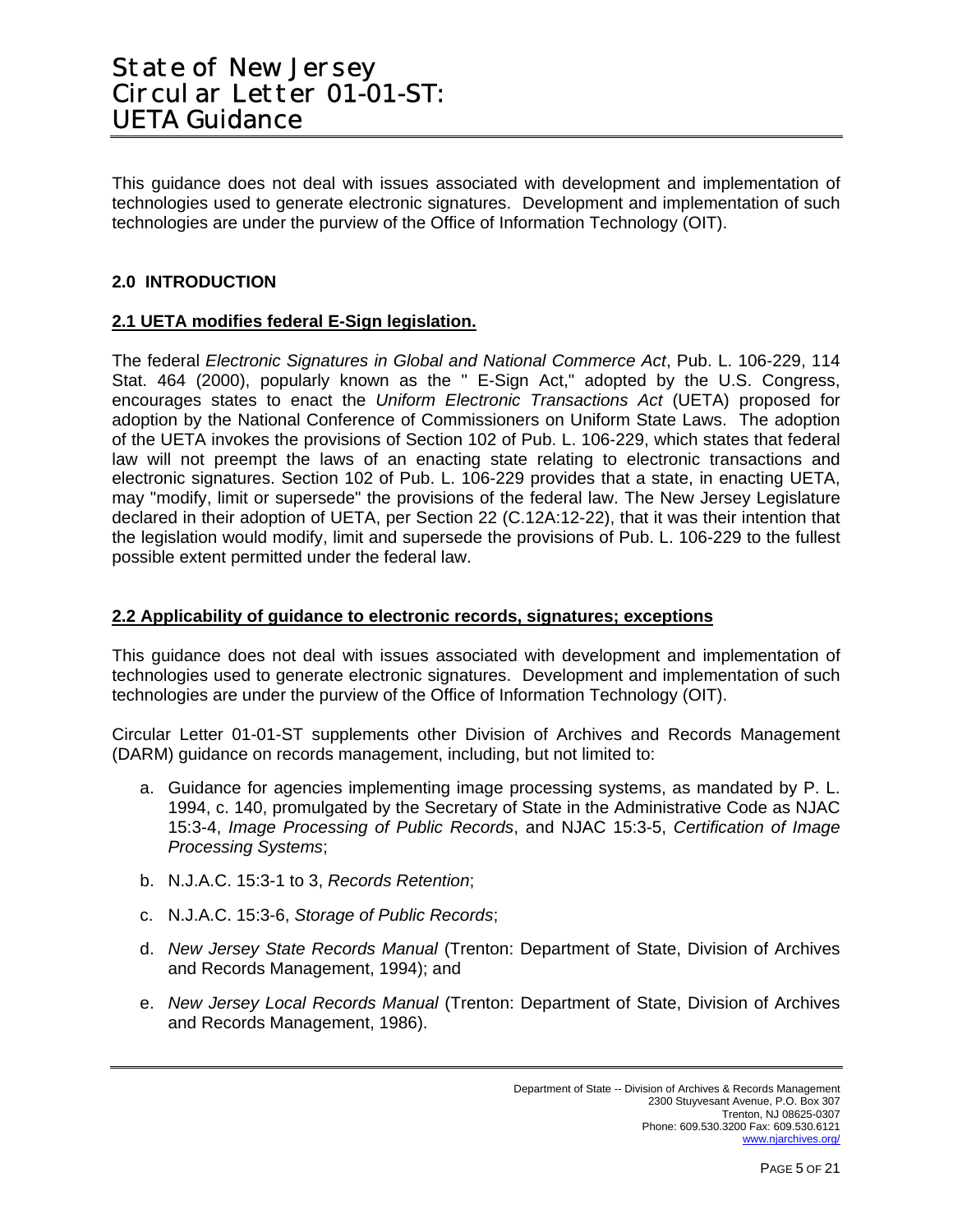This guidance does not deal with issues associated with development and implementation of technologies used to generate electronic signatures. Development and implementation of such technologies are under the purview of the Office of Information Technology (OIT).

## 2.0 INTRODUCTION

### 2.1 UETA modifies federal E-Sign legislation.

The federal *Electronic Signatures in Global and National Commerce Act*, Pub. L. 106-229, 114 Stat. 464 (2000), popularly known as the " E-Sign Act," adopted by the U.S. Congress, encourages states to enact the *Uniform Electronic Transactions Act* (UETA) proposed for adoption by the National Conference of Commissioners on Uniform State Laws. The adoption of the UETA invokes the provisions of Section 102 of Pub. L. 106-229, which states that federal law will not preempt the laws of an enacting state relating to electronic transactions and electronic signatures. Section 102 of Pub. L. 106-229 provides that a state, in enacting UETA, may "modify, limit or supersede" the provisions of the federal law. The New Jersey Legislature declared in their adoption of UETA, per Section 22 (C.12A:12-22), that it was their intention that the legislation would modify, limit and supersede the provisions of Pub. L. 106-229 to the fullest possible extent permitted under the federal law.

### 2.2 Applicability of guidance to electronic records, signatures; exceptions

This guidance does not deal with issues associated with development and implementation of technologies used to generate electronic signatures. Development and implementation of such technologies are under the purview of the Office of Information Technology (OIT).

Circular Letter 01-01-ST supplements other Division of Archives and Records Management (DARM) guidance on records management, including, but not limited to:

a. Guidance for agencies implementing image processing systems, as mandated by P. L. 1994, c. 140, promulgated by the Secretary of State in the Administrative Code as NJAC 15:3-4, *Image Processing of Public Records*, and NJAC 15:3-5, *Certification of Image Processing Systems*;

b. N.J.A.C. 15:3-1 to 3, *Records Retention*;

c. N.J.A.C. 15:3-6, *Storage of Public Records*;

d. *New Jersey State Records Manual* (Trenton: Department of State, Division of Archives and Records Management, 1994); and

e. *New Jersey Local Records Manual* (Trenton: Department of State, Division of Archives and Records Management, 1986).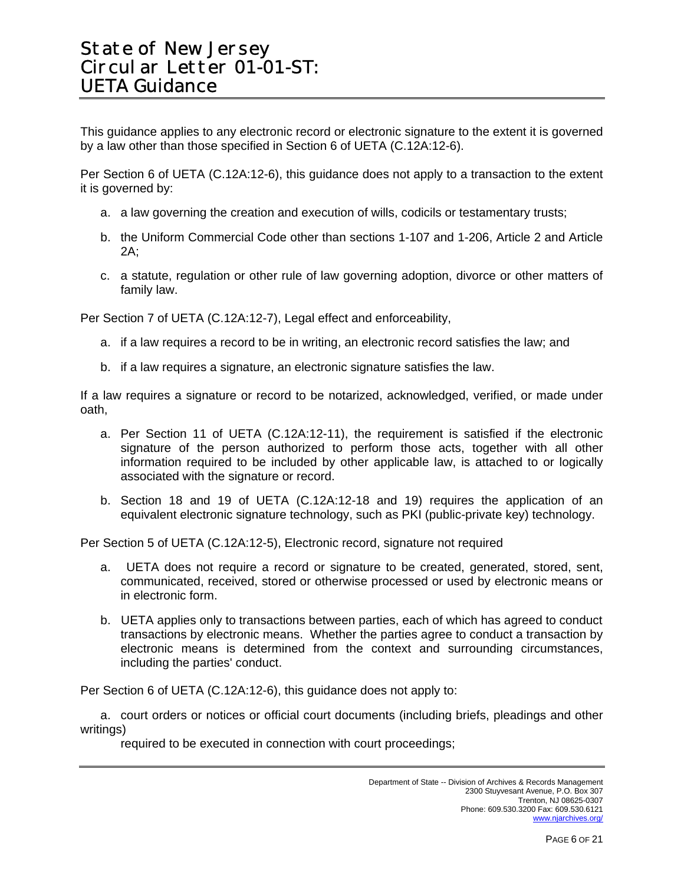This guidance applies to any electronic record or electronic signature to the extent it is governed by a law other than those specified in Section 6 of UETA (C.12A:12-6).

Per Section 6 of UETA (C.12A:12-6), this guidance does not apply to a transaction to the extent it is governed by:

a. a law governing the creation and execution of wills, codicils or testamentary trusts;

b. the Uniform Commercial Code other than sections 1-107 and 1-206, Article 2 and Article 2A;

c. a statute, regulation or other rule of law governing adoption, divorce or other matters of family law.

Per Section 7 of UETA (C.12A:12-7), Legal effect and enforceability,

a. if a law requires a record to be in writing, an electronic record satisfies the law; and

b. if a law requires a signature, an electronic signature satisfies the law.

If a law requires a signature or record to be notarized, acknowledged, verified, or made under oath,

a. Per Section 11 of UETA (C.12A:12-11), the requirement is satisfied if the electronic signature of the person authorized to perform those acts, together with all other information required to be included by other applicable law, is attached to or logically associated with the signature or record.

b. Section 18 and 19 of UETA (C.12A:12-18 and 19) requires the application of an equivalent electronic signature technology, such as PKI (public-private key) technology.

Per Section 5 of UETA (C.12A:12-5), Electronic record, signature not required

a. UETA does not require a record or signature to be created, generated, stored, sent, communicated, received, stored or otherwise processed or used by electronic means or in electronic form.

b. UETA applies only to transactions between parties, each of which has agreed to conduct transactions by electronic means. Whether the parties agree to conduct a transaction by electronic means is determined from the context and surrounding circumstances, including the parties' conduct.

Per Section 6 of UETA (C.12A:12-6), this guidance does not apply to:

a. court orders or notices or official court documents (including briefs, pleadings and other writings) required to be executed in connection with court proceedings;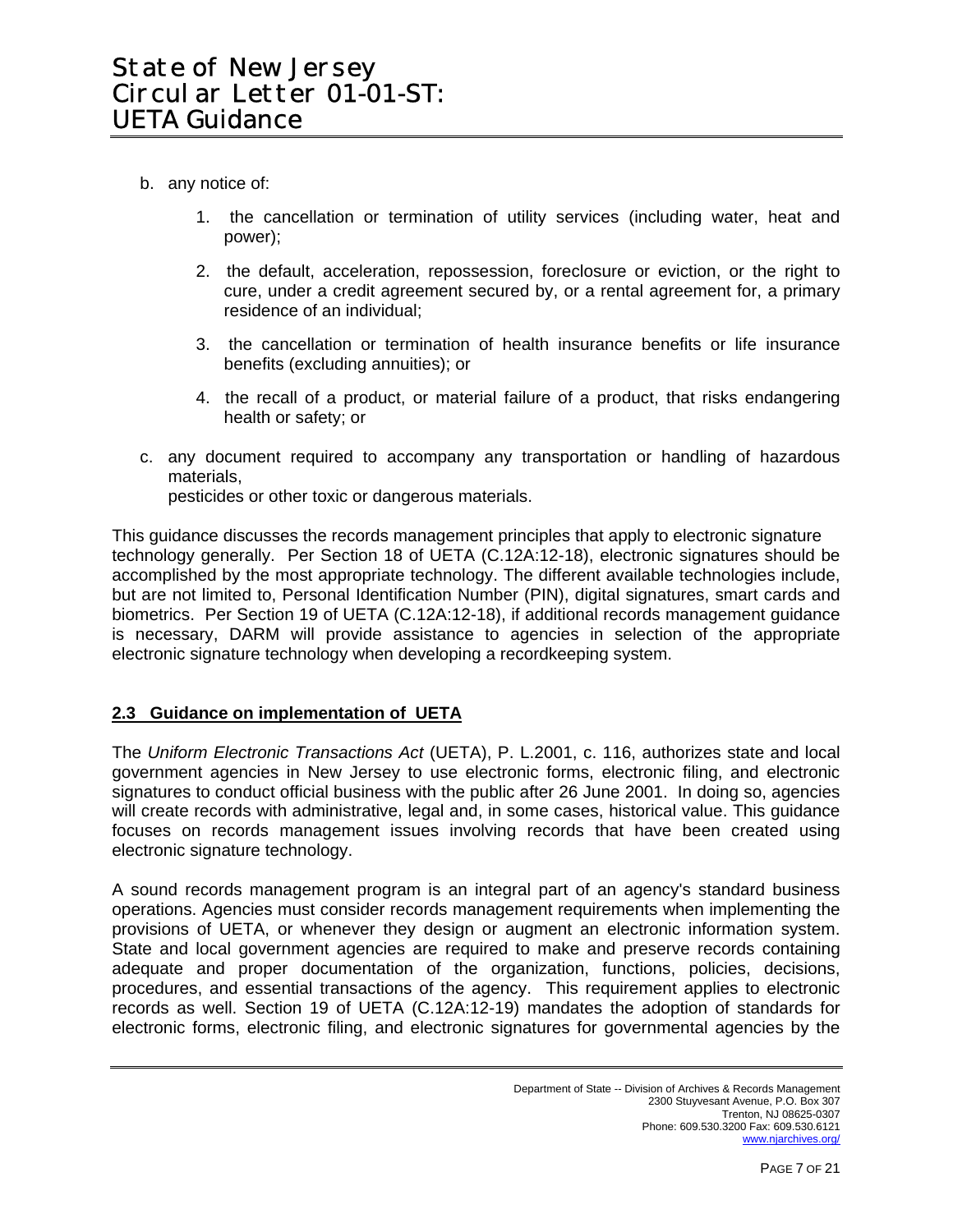b. any notice of:

   1. the cancellation or termination of utility services (including water, heat and power);

   2. the default, acceleration, repossession, foreclosure or eviction, or the right to cure, under a credit agreement secured by, or a rental agreement for, a primary residence of an individual;

   3. the cancellation or termination of health insurance benefits or life insurance benefits (excluding annuities); or

   4. the recall of a product, or material failure of a product, that risks endangering health or safety; or

c. any document required to accompany any transportation or handling of hazardous materials,
   pesticides or other toxic or dangerous materials.

This guidance discusses the records management principles that apply to electronic signature technology generally. Per Section 18 of UETA (C.12A:12-18), electronic signatures should be accomplished by the most appropriate technology. The different available technologies include, but are not limited to, Personal Identification Number (PIN), digital signatures, smart cards and biometrics. Per Section 19 of UETA (C.12A:12-18), if additional records management guidance is necessary, DARM will provide assistance to agencies in selection of the appropriate electronic signature technology when developing a recordkeeping system.

## 2.3 Guidance on implementation of UETA

The *Uniform Electronic Transactions Act* (UETA), P. L.2001, c. 116, authorizes state and local government agencies in New Jersey to use electronic forms, electronic filing, and electronic signatures to conduct official business with the public after 26 June 2001. In doing so, agencies will create records with administrative, legal and, in some cases, historical value. This guidance focuses on records management issues involving records that have been created using electronic signature technology.

A sound records management program is an integral part of an agency's standard business operations. Agencies must consider records management requirements when implementing the provisions of UETA, or whenever they design or augment an electronic information system. State and local government agencies are required to make and preserve records containing adequate and proper documentation of the organization, functions, policies, decisions, procedures, and essential transactions of the agency. This requirement applies to electronic records as well. Section 19 of UETA (C.12A:12-19) mandates the adoption of standards for electronic forms, electronic filing, and electronic signatures for governmental agencies by the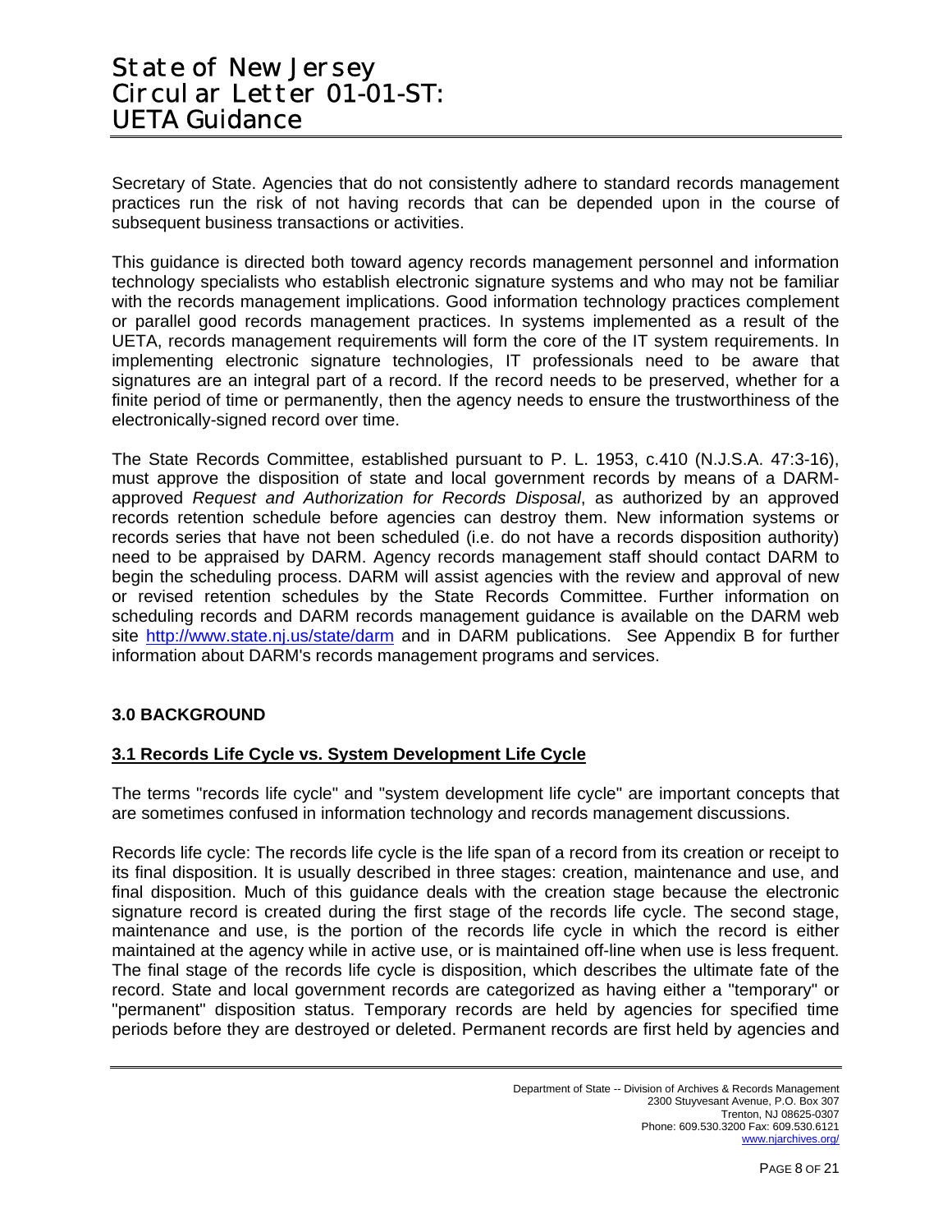Secretary of State. Agencies that do not consistently adhere to standard records management practices run the risk of not having records that can be depended upon in the course of subsequent business transactions or activities.

This guidance is directed both toward agency records management personnel and information technology specialists who establish electronic signature systems and who may not be familiar with the records management implications. Good information technology practices complement or parallel good records management practices. In systems implemented as a result of the UETA, records management requirements will form the core of the IT system requirements. In implementing electronic signature technologies, IT professionals need to be aware that signatures are an integral part of a record. If the record needs to be preserved, whether for a finite period of time or permanently, then the agency needs to ensure the trustworthiness of the electronically-signed record over time.

The State Records Committee, established pursuant to P. L. 1953, c.410 (N.J.S.A. 47:3-16), must approve the disposition of state and local government records by means of a DARM-approved *Request and Authorization for Records Disposal*, as authorized by an approved records retention schedule before agencies can destroy them. New information systems or records series that have not been scheduled (i.e. do not have a records disposition authority) need to be appraised by DARM. Agency records management staff should contact DARM to begin the scheduling process. DARM will assist agencies with the review and approval of new or revised retention schedules by the State Records Committee. Further information on scheduling records and DARM records management guidance is available on the DARM web site http://www.state.nj.us/state/darm and in DARM publications. See Appendix B for further information about DARM's records management programs and services.

## 3.0 BACKGROUND

### 3.1 Records Life Cycle vs. System Development Life Cycle

The terms "records life cycle" and "system development life cycle" are important concepts that are sometimes confused in information technology and records management discussions.

Records life cycle: The records life cycle is the life span of a record from its creation or receipt to its final disposition. It is usually described in three stages: creation, maintenance and use, and final disposition. Much of this guidance deals with the creation stage because the electronic signature record is created during the first stage of the records life cycle. The second stage, maintenance and use, is the portion of the records life cycle in which the record is either maintained at the agency while in active use, or is maintained off-line when use is less frequent. The final stage of the records life cycle is disposition, which describes the ultimate fate of the record. State and local government records are categorized as having either a "temporary" or "permanent" disposition status. Temporary records are held by agencies for specified time periods before they are destroyed or deleted. Permanent records are first held by agencies and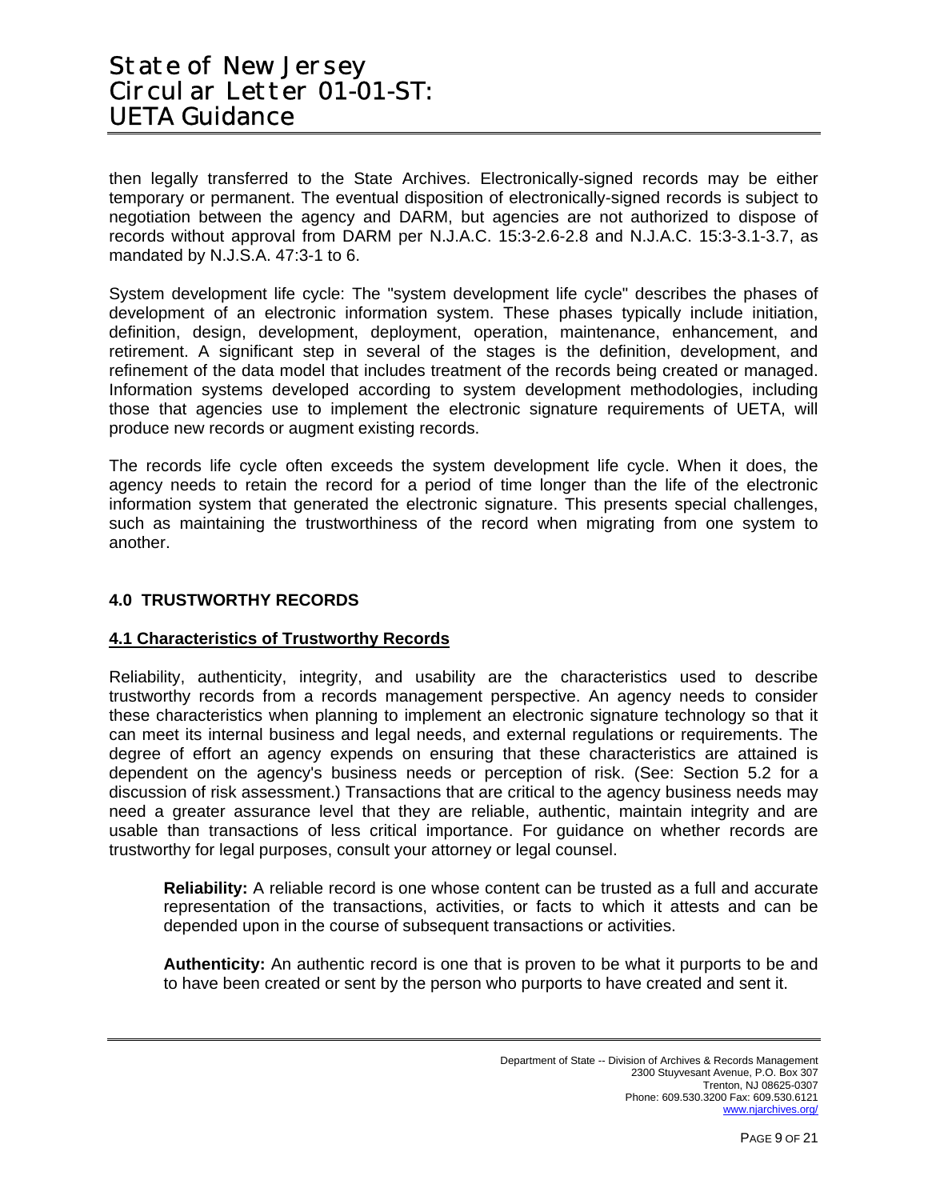then legally transferred to the State Archives. Electronically-signed records may be either temporary or permanent. The eventual disposition of electronically-signed records is subject to negotiation between the agency and DARM, but agencies are not authorized to dispose of records without approval from DARM per N.J.A.C. 15:3-2.6-2.8 and N.J.A.C. 15:3-3.1-3.7, as mandated by N.J.S.A. 47:3-1 to 6.

System development life cycle: The "system development life cycle" describes the phases of development of an electronic information system. These phases typically include initiation, definition, design, development, deployment, operation, maintenance, enhancement, and retirement. A significant step in several of the stages is the definition, development, and refinement of the data model that includes treatment of the records being created or managed. Information systems developed according to system development methodologies, including those that agencies use to implement the electronic signature requirements of UETA, will produce new records or augment existing records.

The records life cycle often exceeds the system development life cycle. When it does, the agency needs to retain the record for a period of time longer than the life of the electronic information system that generated the electronic signature. This presents special challenges, such as maintaining the trustworthiness of the record when migrating from one system to another.

## 4.0 TRUSTWORTHY RECORDS

### 4.1 Characteristics of Trustworthy Records

Reliability, authenticity, integrity, and usability are the characteristics used to describe trustworthy records from a records management perspective. An agency needs to consider these characteristics when planning to implement an electronic signature technology so that it can meet its internal business and legal needs, and external regulations or requirements. The degree of effort an agency expends on ensuring that these characteristics are attained is dependent on the agency's business needs or perception of risk. (See: Section 5.2 for a discussion of risk assessment.) Transactions that are critical to the agency business needs may need a greater assurance level that they are reliable, authentic, maintain integrity and are usable than transactions of less critical importance. For guidance on whether records are trustworthy for legal purposes, consult your attorney or legal counsel.

**Reliability:** A reliable record is one whose content can be trusted as a full and accurate representation of the transactions, activities, or facts to which it attests and can be depended upon in the course of subsequent transactions or activities.

**Authenticity:** An authentic record is one that is proven to be what it purports to be and to have been created or sent by the person who purports to have created and sent it.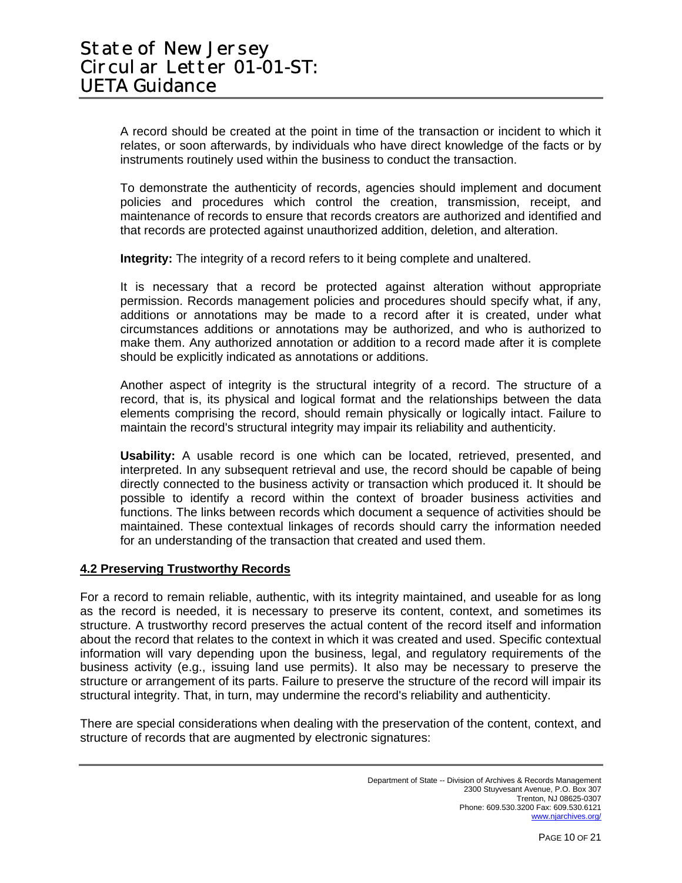A record should be created at the point in time of the transaction or incident to which it relates, or soon afterwards, by individuals who have direct knowledge of the facts or by instruments routinely used within the business to conduct the transaction.

To demonstrate the authenticity of records, agencies should implement and document policies and procedures which control the creation, transmission, receipt, and maintenance of records to ensure that records creators are authorized and identified and that records are protected against unauthorized addition, deletion, and alteration.

**Integrity:** The integrity of a record refers to it being complete and unaltered.

It is necessary that a record be protected against alteration without appropriate permission. Records management policies and procedures should specify what, if any, additions or annotations may be made to a record after it is created, under what circumstances additions or annotations may be authorized, and who is authorized to make them. Any authorized annotation or addition to a record made after it is complete should be explicitly indicated as annotations or additions.

Another aspect of integrity is the structural integrity of a record. The structure of a record, that is, its physical and logical format and the relationships between the data elements comprising the record, should remain physically or logically intact. Failure to maintain the record's structural integrity may impair its reliability and authenticity.

**Usability:** A usable record is one which can be located, retrieved, presented, and interpreted. In any subsequent retrieval and use, the record should be capable of being directly connected to the business activity or transaction which produced it. It should be possible to identify a record within the context of broader business activities and functions. The links between records which document a sequence of activities should be maintained. These contextual linkages of records should carry the information needed for an understanding of the transaction that created and used them.

## 4.2 Preserving Trustworthy Records

For a record to remain reliable, authentic, with its integrity maintained, and useable for as long as the record is needed, it is necessary to preserve its content, context, and sometimes its structure. A trustworthy record preserves the actual content of the record itself and information about the record that relates to the context in which it was created and used. Specific contextual information will vary depending upon the business, legal, and regulatory requirements of the business activity (e.g., issuing land use permits). It also may be necessary to preserve the structure or arrangement of its parts. Failure to preserve the structure of the record will impair its structural integrity. That, in turn, may undermine the record's reliability and authenticity.

There are special considerations when dealing with the preservation of the content, context, and structure of records that are augmented by electronic signatures: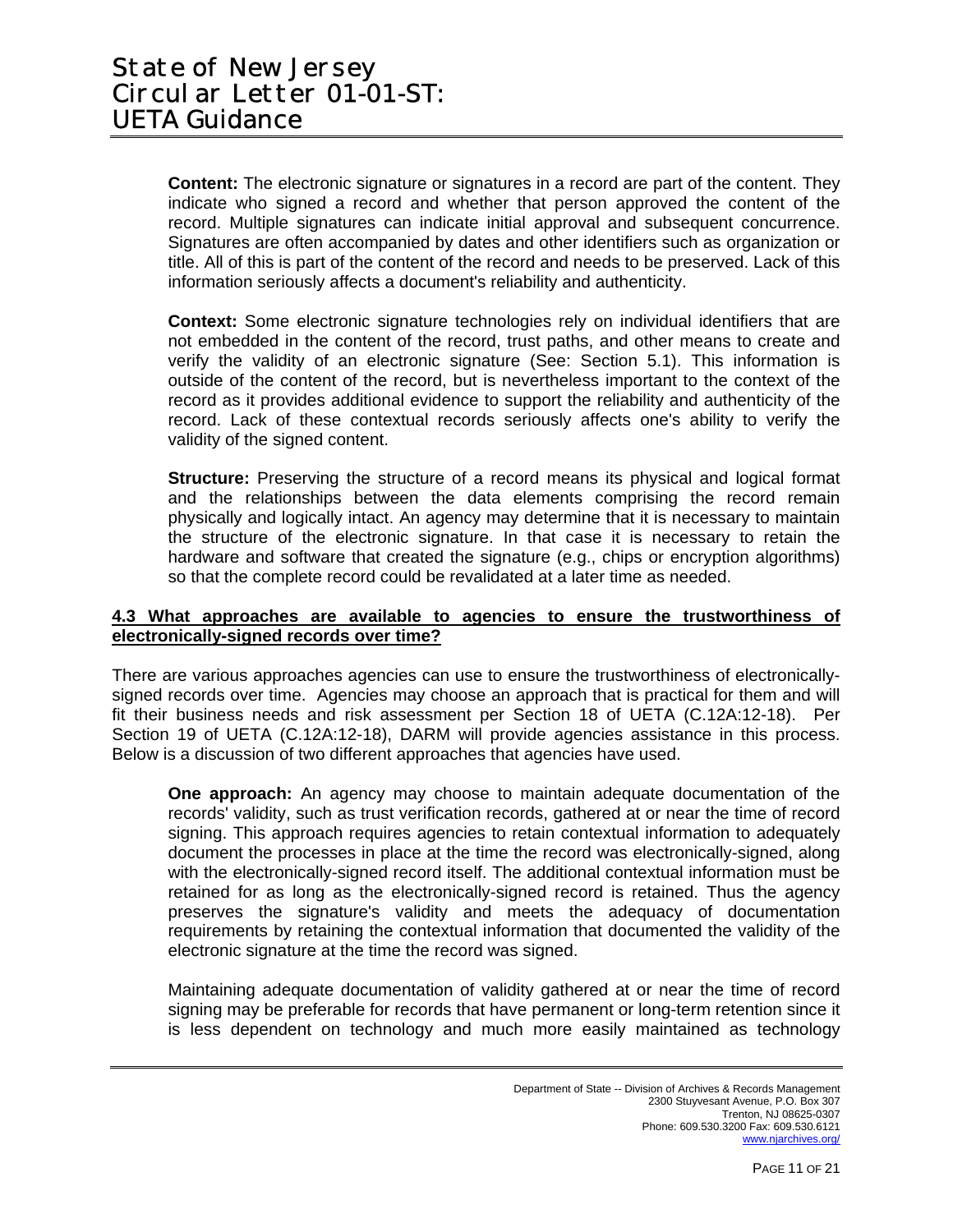**Content:** The electronic signature or signatures in a record are part of the content. They indicate who signed a record and whether that person approved the content of the record. Multiple signatures can indicate initial approval and subsequent concurrence. Signatures are often accompanied by dates and other identifiers such as organization or title. All of this is part of the content of the record and needs to be preserved. Lack of this information seriously affects a document's reliability and authenticity.

**Context:** Some electronic signature technologies rely on individual identifiers that are not embedded in the content of the record, trust paths, and other means to create and verify the validity of an electronic signature (See: Section 5.1). This information is outside of the content of the record, but is nevertheless important to the context of the record as it provides additional evidence to support the reliability and authenticity of the record. Lack of these contextual records seriously affects one's ability to verify the validity of the signed content.

**Structure:** Preserving the structure of a record means its physical and logical format and the relationships between the data elements comprising the record remain physically and logically intact. An agency may determine that it is necessary to maintain the structure of the electronic signature. In that case it is necessary to retain the hardware and software that created the signature (e.g., chips or encryption algorithms) so that the complete record could be revalidated at a later time as needed.

### 4.3 What approaches are available to agencies to ensure the trustworthiness of electronically-signed records over time?

There are various approaches agencies can use to ensure the trustworthiness of electronically-signed records over time. Agencies may choose an approach that is practical for them and will fit their business needs and risk assessment per Section 18 of UETA (C.12A:12-18). Per Section 19 of UETA (C.12A:12-18), DARM will provide agencies assistance in this process. Below is a discussion of two different approaches that agencies have used.

**One approach:** An agency may choose to maintain adequate documentation of the records' validity, such as trust verification records, gathered at or near the time of record signing. This approach requires agencies to retain contextual information to adequately document the processes in place at the time the record was electronically-signed, along with the electronically-signed record itself. The additional contextual information must be retained for as long as the electronically-signed record is retained. Thus the agency preserves the signature's validity and meets the adequacy of documentation requirements by retaining the contextual information that documented the validity of the electronic signature at the time the record was signed.

Maintaining adequate documentation of validity gathered at or near the time of record signing may be preferable for records that have permanent or long-term retention since it is less dependent on technology and much more easily maintained as technology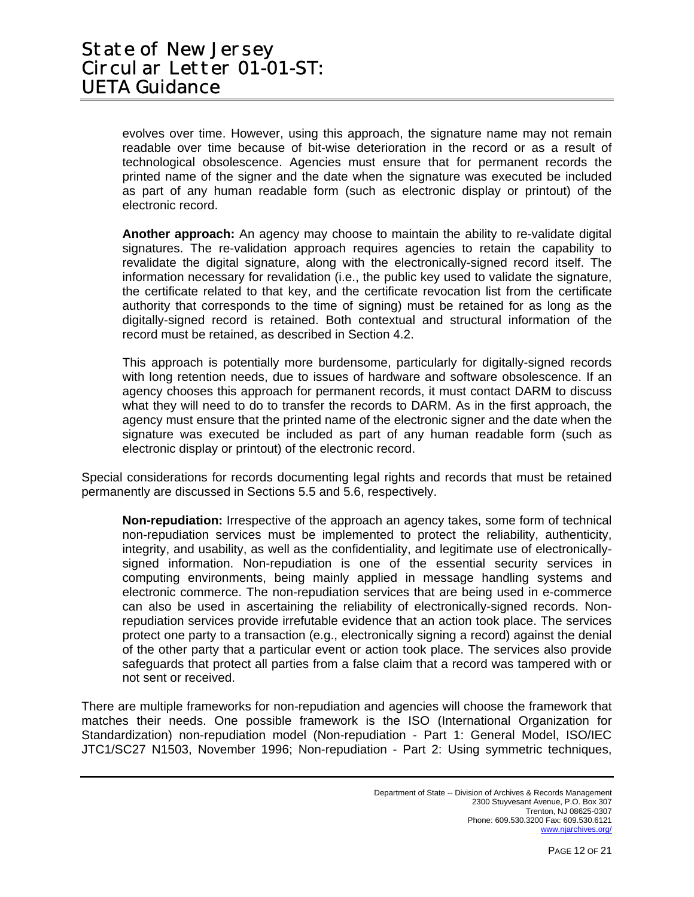evolves over time. However, using this approach, the signature name may not remain readable over time because of bit-wise deterioration in the record or as a result of technological obsolescence. Agencies must ensure that for permanent records the printed name of the signer and the date when the signature was executed be included as part of any human readable form (such as electronic display or printout) of the electronic record.

**Another approach:** An agency may choose to maintain the ability to re-validate digital signatures. The re-validation approach requires agencies to retain the capability to revalidate the digital signature, along with the electronically-signed record itself. The information necessary for revalidation (i.e., the public key used to validate the signature, the certificate related to that key, and the certificate revocation list from the certificate authority that corresponds to the time of signing) must be retained for as long as the digitally-signed record is retained. Both contextual and structural information of the record must be retained, as described in Section 4.2.

This approach is potentially more burdensome, particularly for digitally-signed records with long retention needs, due to issues of hardware and software obsolescence. If an agency chooses this approach for permanent records, it must contact DARM to discuss what they will need to do to transfer the records to DARM. As in the first approach, the agency must ensure that the printed name of the electronic signer and the date when the signature was executed be included as part of any human readable form (such as electronic display or printout) of the electronic record.

Special considerations for records documenting legal rights and records that must be retained permanently are discussed in Sections 5.5 and 5.6, respectively.

**Non-repudiation:** Irrespective of the approach an agency takes, some form of technical non-repudiation services must be implemented to protect the reliability, authenticity, integrity, and usability, as well as the confidentiality, and legitimate use of electronically-signed information. Non-repudiation is one of the essential security services in computing environments, being mainly applied in message handling systems and electronic commerce. The non-repudiation services that are being used in e-commerce can also be used in ascertaining the reliability of electronically-signed records. Non-repudiation services provide irrefutable evidence that an action took place. The services protect one party to a transaction (e.g., electronically signing a record) against the denial of the other party that a particular event or action took place. The services also provide safeguards that protect all parties from a false claim that a record was tampered with or not sent or received.

There are multiple frameworks for non-repudiation and agencies will choose the framework that matches their needs. One possible framework is the ISO (International Organization for Standardization) non-repudiation model (Non-repudiation - Part 1: General Model, ISO/IEC JTC1/SC27 N1503, November 1996; Non-repudiation - Part 2: Using symmetric techniques,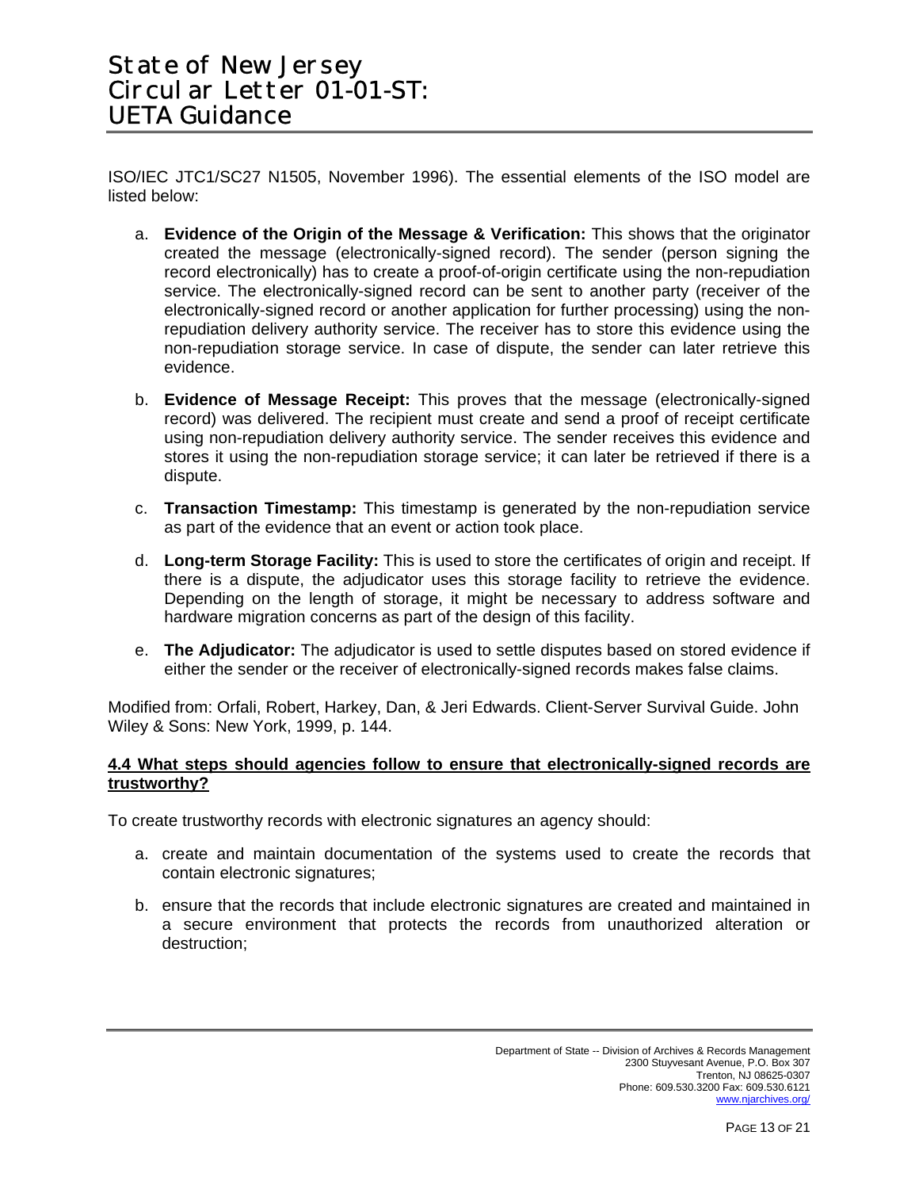ISO/IEC JTC1/SC27 N1505, November 1996). The essential elements of the ISO model are listed below:

a. **Evidence of the Origin of the Message & Verification:** This shows that the originator created the message (electronically-signed record). The sender (person signing the record electronically) has to create a proof-of-origin certificate using the non-repudiation service. The electronically-signed record can be sent to another party (receiver of the electronically-signed record or another application for further processing) using the non-repudiation delivery authority service. The receiver has to store this evidence using the non-repudiation storage service. In case of dispute, the sender can later retrieve this evidence.

b. **Evidence of Message Receipt:** This proves that the message (electronically-signed record) was delivered. The recipient must create and send a proof of receipt certificate using non-repudiation delivery authority service. The sender receives this evidence and stores it using the non-repudiation storage service; it can later be retrieved if there is a dispute.

c. **Transaction Timestamp:** This timestamp is generated by the non-repudiation service as part of the evidence that an event or action took place.

d. **Long-term Storage Facility:** This is used to store the certificates of origin and receipt. If there is a dispute, the adjudicator uses this storage facility to retrieve the evidence. Depending on the length of storage, it might be necessary to address software and hardware migration concerns as part of the design of this facility.

e. **The Adjudicator:** The adjudicator is used to settle disputes based on stored evidence if either the sender or the receiver of electronically-signed records makes false claims.

Modified from: Orfali, Robert, Harkey, Dan, & Jeri Edwards. Client-Server Survival Guide. John Wiley & Sons: New York, 1999, p. 144.

### 4.4 What steps should agencies follow to ensure that electronically-signed records are trustworthy?

To create trustworthy records with electronic signatures an agency should:

a. create and maintain documentation of the systems used to create the records that contain electronic signatures;

b. ensure that the records that include electronic signatures are created and maintained in a secure environment that protects the records from unauthorized alteration or destruction;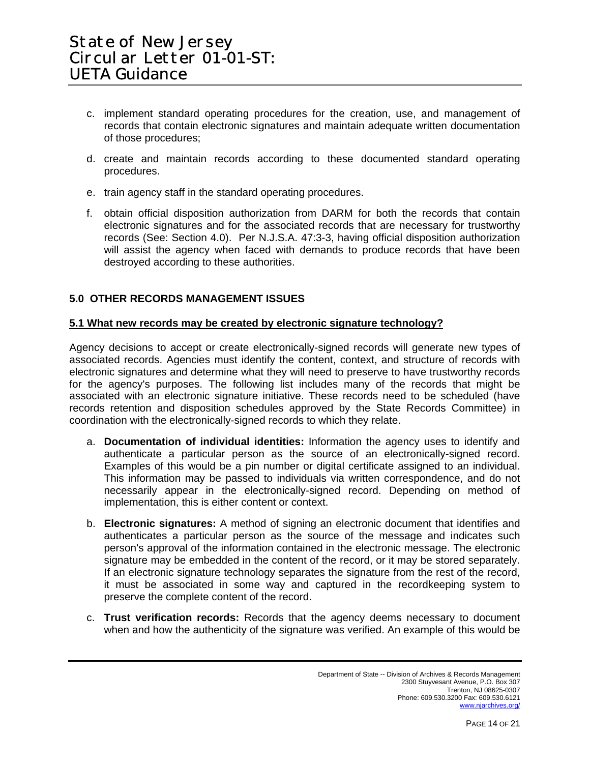c. implement standard operating procedures for the creation, use, and management of records that contain electronic signatures and maintain adequate written documentation of those procedures;

d. create and maintain records according to these documented standard operating procedures.

e. train agency staff in the standard operating procedures.

f. obtain official disposition authorization from DARM for both the records that contain electronic signatures and for the associated records that are necessary for trustworthy records (See: Section 4.0). Per N.J.S.A. 47:3-3, having official disposition authorization will assist the agency when faced with demands to produce records that have been destroyed according to these authorities.

## 5.0 OTHER RECORDS MANAGEMENT ISSUES

### 5.1 What new records may be created by electronic signature technology?

Agency decisions to accept or create electronically-signed records will generate new types of associated records. Agencies must identify the content, context, and structure of records with electronic signatures and determine what they will need to preserve to have trustworthy records for the agency's purposes. The following list includes many of the records that might be associated with an electronic signature initiative. These records need to be scheduled (have records retention and disposition schedules approved by the State Records Committee) in coordination with the electronically-signed records to which they relate.

a. **Documentation of individual identities:** Information the agency uses to identify and authenticate a particular person as the source of an electronically-signed record. Examples of this would be a pin number or digital certificate assigned to an individual. This information may be passed to individuals via written correspondence, and do not necessarily appear in the electronically-signed record. Depending on method of implementation, this is either content or context.

b. **Electronic signatures:** A method of signing an electronic document that identifies and authenticates a particular person as the source of the message and indicates such person's approval of the information contained in the electronic message. The electronic signature may be embedded in the content of the record, or it may be stored separately. If an electronic signature technology separates the signature from the rest of the record, it must be associated in some way and captured in the recordkeeping system to preserve the complete content of the record.

c. **Trust verification records:** Records that the agency deems necessary to document when and how the authenticity of the signature was verified. An example of this would be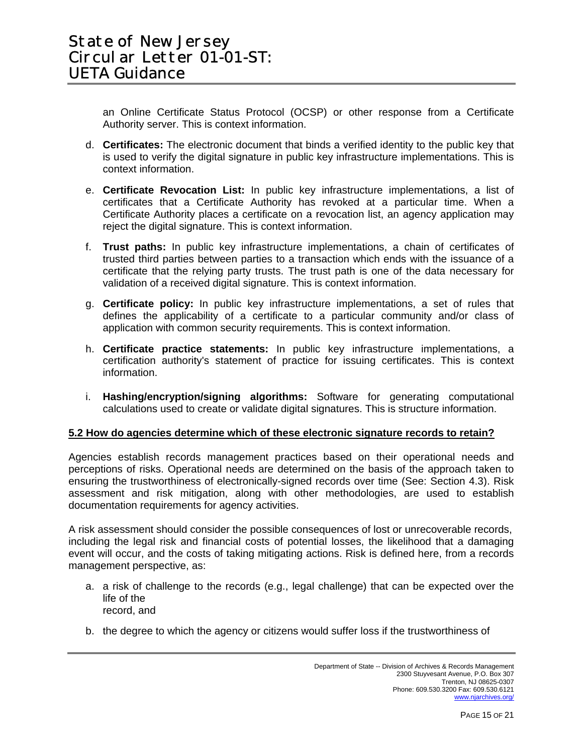an Online Certificate Status Protocol (OCSP) or other response from a Certificate Authority server. This is context information.

d. **Certificates:** The electronic document that binds a verified identity to the public key that is used to verify the digital signature in public key infrastructure implementations. This is context information.

e. **Certificate Revocation List:** In public key infrastructure implementations, a list of certificates that a Certificate Authority has revoked at a particular time. When a Certificate Authority places a certificate on a revocation list, an agency application may reject the digital signature. This is context information.

f. **Trust paths:** In public key infrastructure implementations, a chain of certificates of trusted third parties between parties to a transaction which ends with the issuance of a certificate that the relying party trusts. The trust path is one of the data necessary for validation of a received digital signature. This is context information.

g. **Certificate policy:** In public key infrastructure implementations, a set of rules that defines the applicability of a certificate to a particular community and/or class of application with common security requirements. This is context information.

h. **Certificate practice statements:** In public key infrastructure implementations, a certification authority's statement of practice for issuing certificates. This is context information.

i. **Hashing/encryption/signing algorithms:** Software for generating computational calculations used to create or validate digital signatures. This is structure information.

### 5.2 How do agencies determine which of these electronic signature records to retain?

Agencies establish records management practices based on their operational needs and perceptions of risks. Operational needs are determined on the basis of the approach taken to ensuring the trustworthiness of electronically-signed records over time (See: Section 4.3). Risk assessment and risk mitigation, along with other methodologies, are used to establish documentation requirements for agency activities.

A risk assessment should consider the possible consequences of lost or unrecoverable records, including the legal risk and financial costs of potential losses, the likelihood that a damaging event will occur, and the costs of taking mitigating actions. Risk is defined here, from a records management perspective, as:

a. a risk of challenge to the records (e.g., legal challenge) that can be expected over the life of the record, and

b. the degree to which the agency or citizens would suffer loss if the trustworthiness of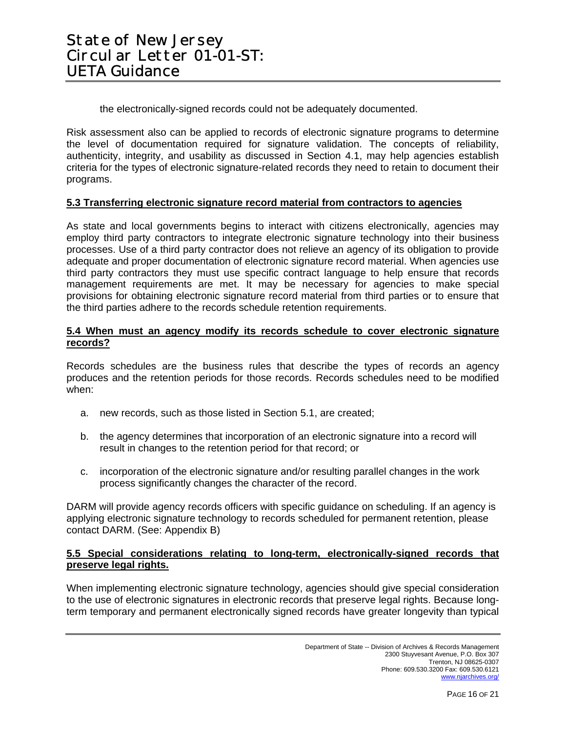the electronically-signed records could not be adequately documented.

Risk assessment also can be applied to records of electronic signature programs to determine the level of documentation required for signature validation. The concepts of reliability, authenticity, integrity, and usability as discussed in Section 4.1, may help agencies establish criteria for the types of electronic signature-related records they need to retain to document their programs.

**5.3 Transferring electronic signature record material from contractors to agencies**

As state and local governments begins to interact with citizens electronically, agencies may employ third party contractors to integrate electronic signature technology into their business processes. Use of a third party contractor does not relieve an agency of its obligation to provide adequate and proper documentation of electronic signature record material. When agencies use third party contractors they must use specific contract language to help ensure that records management requirements are met. It may be necessary for agencies to make special provisions for obtaining electronic signature record material from third parties or to ensure that the third parties adhere to the records schedule retention requirements.

**5.4 When must an agency modify its records schedule to cover electronic signature records?**

Records schedules are the business rules that describe the types of records an agency produces and the retention periods for those records. Records schedules need to be modified when:

a. new records, such as those listed in Section 5.1, are created;

b. the agency determines that incorporation of an electronic signature into a record will result in changes to the retention period for that record; or

c. incorporation of the electronic signature and/or resulting parallel changes in the work process significantly changes the character of the record.

DARM will provide agency records officers with specific guidance on scheduling. If an agency is applying electronic signature technology to records scheduled for permanent retention, please contact DARM. (See: Appendix B)

**5.5 Special considerations relating to long-term, electronically-signed records that preserve legal rights.**

When implementing electronic signature technology, agencies should give special consideration to the use of electronic signatures in electronic records that preserve legal rights. Because long-term temporary and permanent electronically signed records have greater longevity than typical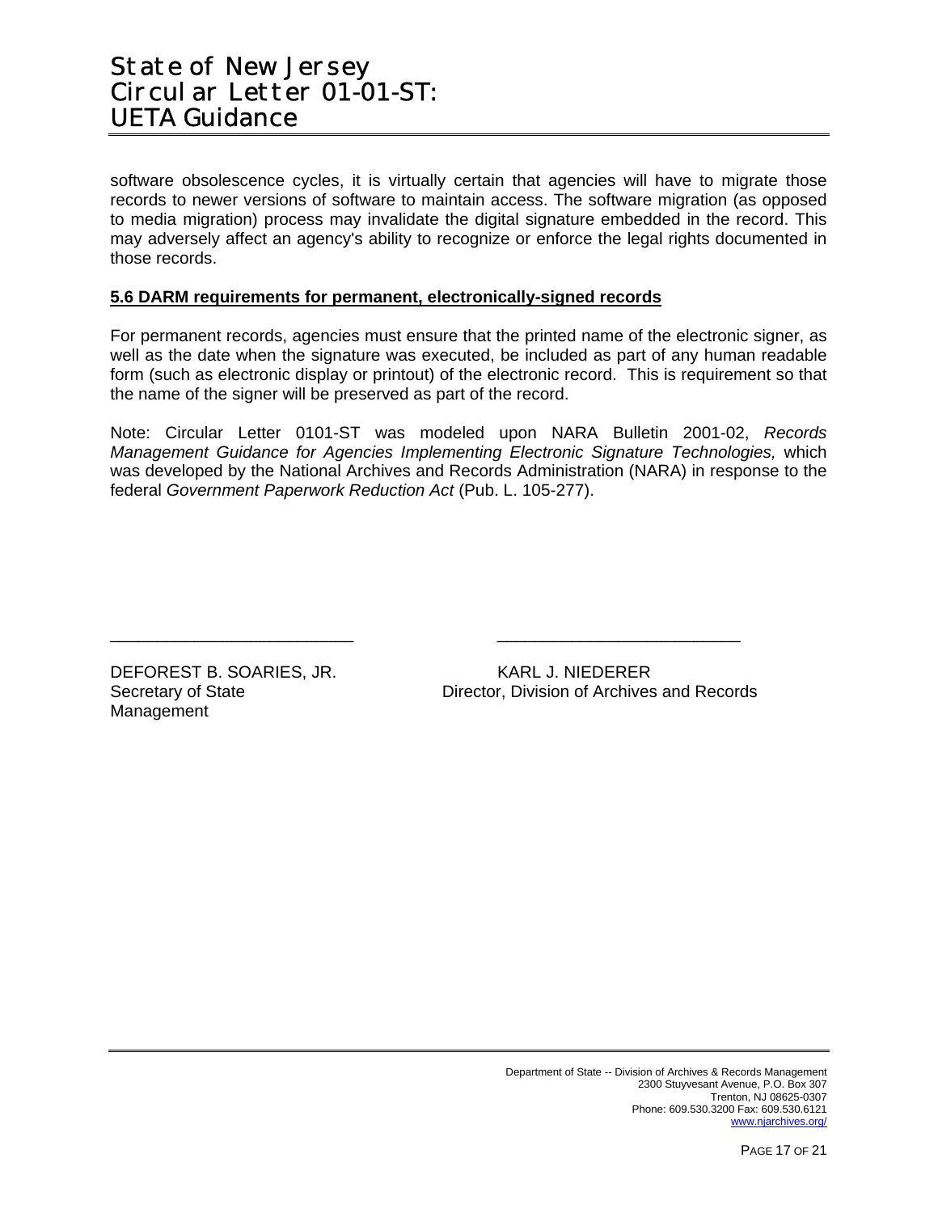software obsolescence cycles, it is virtually certain that agencies will have to migrate those records to newer versions of software to maintain access. The software migration (as opposed to media migration) process may invalidate the digital signature embedded in the record. This may adversely affect an agency's ability to recognize or enforce the legal rights documented in those records.

**5.6 DARM requirements for permanent, electronically-signed records**

For permanent records, agencies must ensure that the printed name of the electronic signer, as well as the date when the signature was executed, be included as part of any human readable form (such as electronic display or printout) of the electronic record. This is requirement so that the name of the signer will be preserved as part of the record.

Note: Circular Letter 0101-ST was modeled upon NARA Bulletin 2001-02, *Records Management Guidance for Agencies Implementing Electronic Signature Technologies,* which was developed by the National Archives and Records Administration (NARA) in response to the federal *Government Paperwork Reduction Act* (Pub. L. 105-277).

\_\_\_\_\_\_\_\_\_\_\_\_\_\_\_\_\_\_\_\_\_\_\_\_\_\_

DEFOREST B. SOARIES, JR.
Secretary of State

\_\_\_\_\_\_\_\_\_\_\_\_\_\_\_\_\_\_\_\_\_\_\_\_\_\_

KARL J. NIEDERER
Director, Division of Archives and Records Management

Department of State -- Division of Archives & Records Management
2300 Stuyvesant Avenue, P.O. Box 307
Trenton, NJ 08625-0307
Phone: 609.530.3200 Fax: 609.530.6121
www.njarchives.org/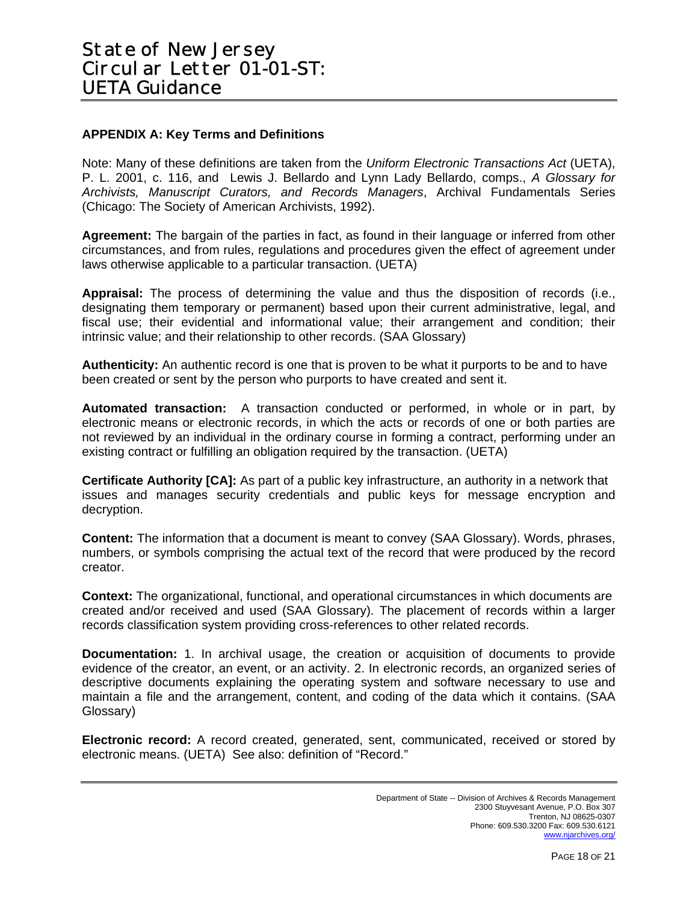## APPENDIX A: Key Terms and Definitions

Note: Many of these definitions are taken from the *Uniform Electronic Transactions Act* (UETA), P. L. 2001, c. 116, and Lewis J. Bellardo and Lynn Lady Bellardo, comps., *A Glossary for Archivists, Manuscript Curators, and Records Managers*, Archival Fundamentals Series (Chicago: The Society of American Archivists, 1992).

**Agreement:** The bargain of the parties in fact, as found in their language or inferred from other circumstances, and from rules, regulations and procedures given the effect of agreement under laws otherwise applicable to a particular transaction. (UETA)

**Appraisal:** The process of determining the value and thus the disposition of records (i.e., designating them temporary or permanent) based upon their current administrative, legal, and fiscal use; their evidential and informational value; their arrangement and condition; their intrinsic value; and their relationship to other records. (SAA Glossary)

**Authenticity:** An authentic record is one that is proven to be what it purports to be and to have been created or sent by the person who purports to have created and sent it.

**Automated transaction:** A transaction conducted or performed, in whole or in part, by electronic means or electronic records, in which the acts or records of one or both parties are not reviewed by an individual in the ordinary course in forming a contract, performing under an existing contract or fulfilling an obligation required by the transaction. (UETA)

**Certificate Authority [CA]:** As part of a public key infrastructure, an authority in a network that issues and manages security credentials and public keys for message encryption and decryption.

**Content:** The information that a document is meant to convey (SAA Glossary). Words, phrases, numbers, or symbols comprising the actual text of the record that were produced by the record creator.

**Context:** The organizational, functional, and operational circumstances in which documents are created and/or received and used (SAA Glossary). The placement of records within a larger records classification system providing cross-references to other related records.

**Documentation:** 1. In archival usage, the creation or acquisition of documents to provide evidence of the creator, an event, or an activity. 2. In electronic records, an organized series of descriptive documents explaining the operating system and software necessary to use and maintain a file and the arrangement, content, and coding of the data which it contains. (SAA Glossary)

**Electronic record:** A record created, generated, sent, communicated, received or stored by electronic means. (UETA) See also: definition of "Record."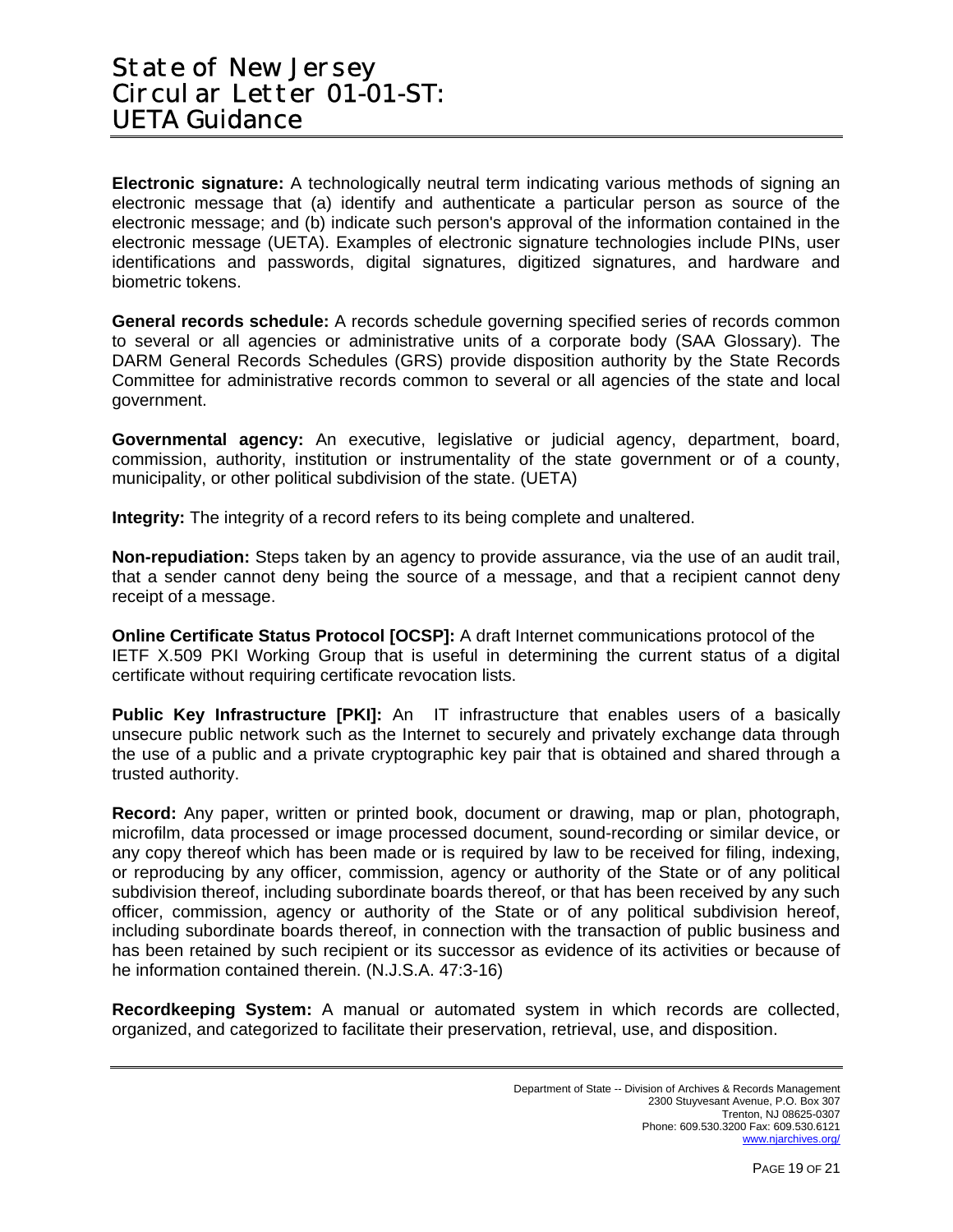**Electronic signature:** A technologically neutral term indicating various methods of signing an electronic message that (a) identify and authenticate a particular person as source of the electronic message; and (b) indicate such person's approval of the information contained in the electronic message (UETA). Examples of electronic signature technologies include PINs, user identifications and passwords, digital signatures, digitized signatures, and hardware and biometric tokens.

**General records schedule:** A records schedule governing specified series of records common to several or all agencies or administrative units of a corporate body (SAA Glossary). The DARM General Records Schedules (GRS) provide disposition authority by the State Records Committee for administrative records common to several or all agencies of the state and local government.

**Governmental agency:** An executive, legislative or judicial agency, department, board, commission, authority, institution or instrumentality of the state government or of a county, municipality, or other political subdivision of the state. (UETA)

**Integrity:** The integrity of a record refers to its being complete and unaltered.

**Non-repudiation:** Steps taken by an agency to provide assurance, via the use of an audit trail, that a sender cannot deny being the source of a message, and that a recipient cannot deny receipt of a message.

**Online Certificate Status Protocol [OCSP]:** A draft Internet communications protocol of the IETF X.509 PKI Working Group that is useful in determining the current status of a digital certificate without requiring certificate revocation lists.

**Public Key Infrastructure [PKI]:** An IT infrastructure that enables users of a basically unsecure public network such as the Internet to securely and privately exchange data through the use of a public and a private cryptographic key pair that is obtained and shared through a trusted authority.

**Record:** Any paper, written or printed book, document or drawing, map or plan, photograph, microfilm, data processed or image processed document, sound-recording or similar device, or any copy thereof which has been made or is required by law to be received for filing, indexing, or reproducing by any officer, commission, agency or authority of the State or of any political subdivision thereof, including subordinate boards thereof, or that has been received by any such officer, commission, agency or authority of the State or of any political subdivision hereof, including subordinate boards thereof, in connection with the transaction of public business and has been retained by such recipient or its successor as evidence of its activities or because of he information contained therein. (N.J.S.A. 47:3-16)

**Recordkeeping System:** A manual or automated system in which records are collected, organized, and categorized to facilitate their preservation, retrieval, use, and disposition.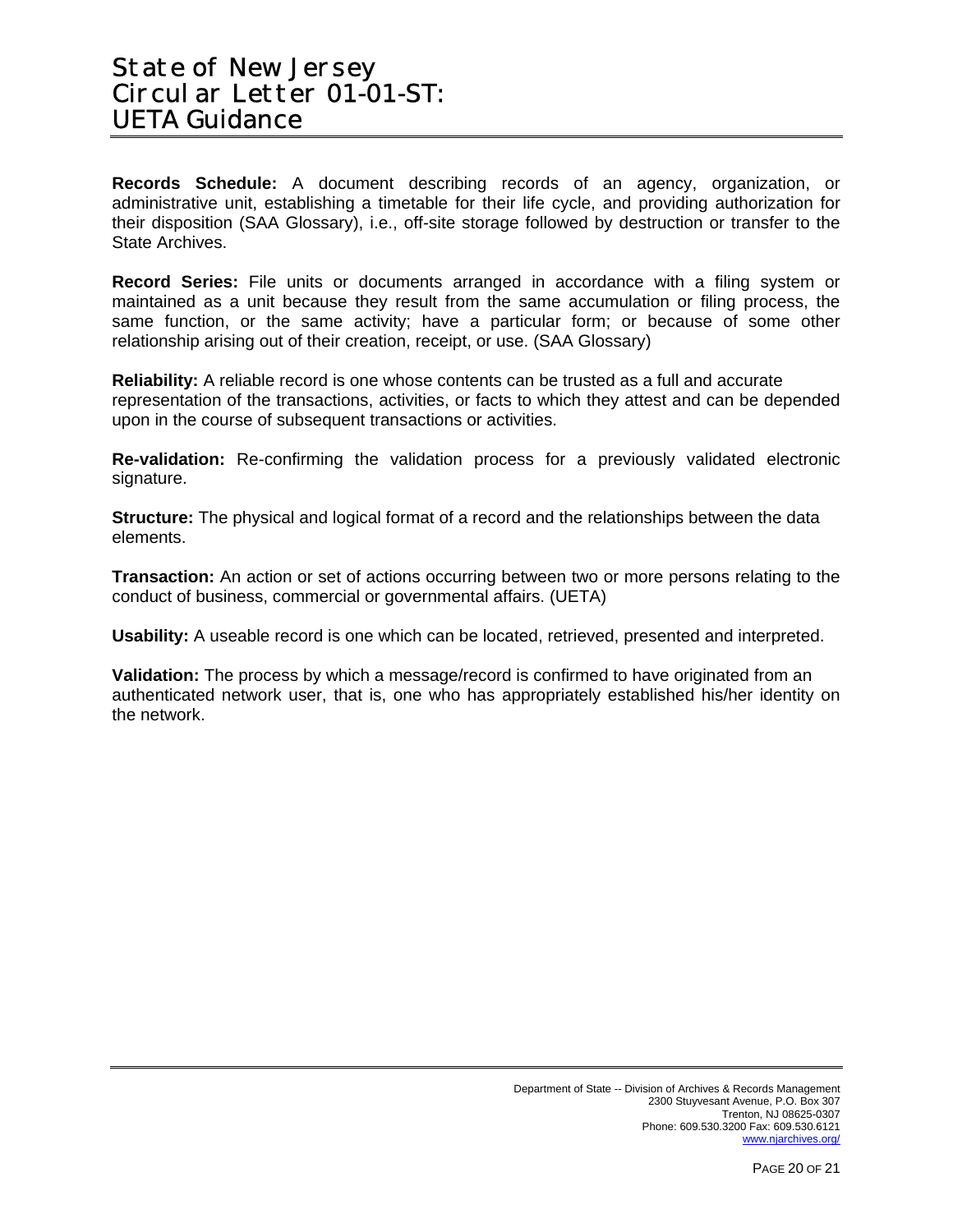**Records Schedule:** A document describing records of an agency, organization, or administrative unit, establishing a timetable for their life cycle, and providing authorization for their disposition (SAA Glossary), i.e., off-site storage followed by destruction or transfer to the State Archives.

**Record Series:** File units or documents arranged in accordance with a filing system or maintained as a unit because they result from the same accumulation or filing process, the same function, or the same activity; have a particular form; or because of some other relationship arising out of their creation, receipt, or use. (SAA Glossary)

**Reliability:** A reliable record is one whose contents can be trusted as a full and accurate representation of the transactions, activities, or facts to which they attest and can be depended upon in the course of subsequent transactions or activities.

**Re-validation:** Re-confirming the validation process for a previously validated electronic signature.

**Structure:** The physical and logical format of a record and the relationships between the data elements.

**Transaction:** An action or set of actions occurring between two or more persons relating to the conduct of business, commercial or governmental affairs. (UETA)

**Usability:** A useable record is one which can be located, retrieved, presented and interpreted.

**Validation:** The process by which a message/record is confirmed to have originated from an authenticated network user, that is, one who has appropriately established his/her identity on the network.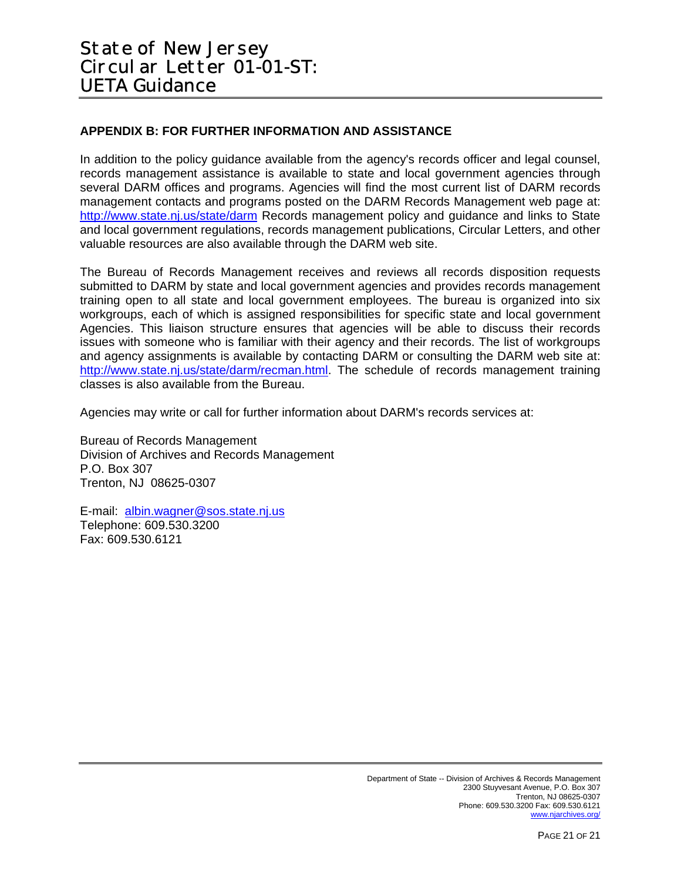## APPENDIX B: FOR FURTHER INFORMATION AND ASSISTANCE

In addition to the policy guidance available from the agency's records officer and legal counsel, records management assistance is available to state and local government agencies through several DARM offices and programs. Agencies will find the most current list of DARM records management contacts and programs posted on the DARM Records Management web page at: http://www.state.nj.us/state/darm Records management policy and guidance and links to State and local government regulations, records management publications, Circular Letters, and other valuable resources are also available through the DARM web site.

The Bureau of Records Management receives and reviews all records disposition requests submitted to DARM by state and local government agencies and provides records management training open to all state and local government employees. The bureau is organized into six workgroups, each of which is assigned responsibilities for specific state and local government Agencies. This liaison structure ensures that agencies will be able to discuss their records issues with someone who is familiar with their agency and their records. The list of workgroups and agency assignments is available by contacting DARM or consulting the DARM web site at: http://www.state.nj.us/state/darm/recman.html. The schedule of records management training classes is also available from the Bureau.

Agencies may write or call for further information about DARM's records services at:

Bureau of Records Management
Division of Archives and Records Management
P.O. Box 307
Trenton, NJ 08625-0307

E-mail: albin.wagner@sos.state.nj.us
Telephone: 609.530.3200
Fax: 609.530.6121